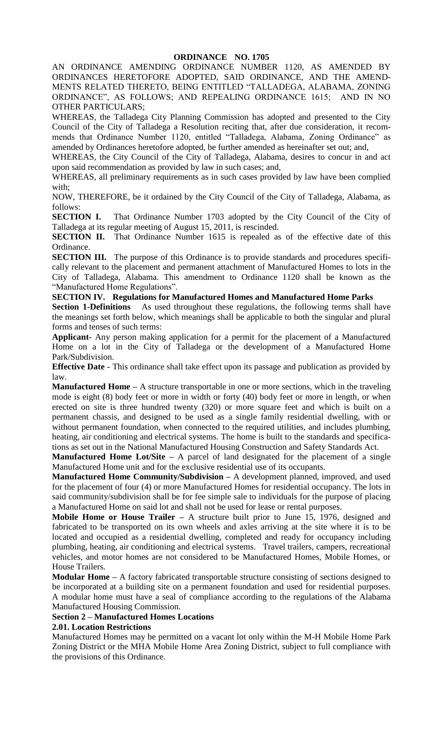# ORDINANCE NO. 1705

AN ORDINANCE AMENDING ORDINANCE NUMBER 1120, AS AMENDED BY ORDINANCES HERETOFORE ADOPTED, SAID ORDINANCE, AND THE AMENDMENTS RELATED THERETO, BEING ENTITLED "TALLADEGA, ALABAMA, ZONING ORDINANCE", AS FOLLOWS; AND REPEALING ORDINANCE 1615; AND IN NO OTHER PARTICULARS;

WHEREAS, the Talladega City Planning Commission has adopted and presented to the City Council of the City of Talladega a Resolution reciting that, after due consideration, it recommends that Ordinance Number 1120, entitled "Talladega, Alabama, Zoning Ordinance" as amended by Ordinances heretofore adopted, be further amended as hereinafter set out; and,

WHEREAS, the City Council of the City of Talladega, Alabama, desires to concur in and act upon said recommendation as provided by law in such cases; and,

WHEREAS, all preliminary requirements as in such cases provided by law have been complied with;

NOW, THEREFORE, be it ordained by the City Council of the City of Talladega, Alabama, as follows:

**SECTION I.** That Ordinance Number 1703 adopted by the City Council of the City of Talladega at its regular meeting of August 15, 2011, is rescinded.

**SECTION II.** That Ordinance Number 1615 is repealed as of the effective date of this Ordinance.

**SECTION III.** The purpose of this Ordinance is to provide standards and procedures specifically relevant to the placement and permanent attachment of Manufactured Homes to lots in the City of Talladega, Alabama. This amendment to Ordinance 1120 shall be known as the "Manufactured Home Regulations".

**SECTION IV. Regulations for Manufactured Homes and Manufactured Home Parks**

**Section 1-Definitions** As used throughout these regulations, the following terms shall have the meanings set forth below, which meanings shall be applicable to both the singular and plural forms and tenses of such terms:

**Applicant-** Any person making application for a permit for the placement of a Manufactured Home on a lot in the City of Talladega or the development of a Manufactured Home Park/Subdivision.

**Effective Date -** This ordinance shall take effect upon its passage and publication as provided by law.

**Manufactured Home –** A structure transportable in one or more sections, which in the traveling mode is eight (8) body feet or more in width or forty (40) body feet or more in length, or when erected on site is three hundred twenty (320) or more square feet and which is built on a permanent chassis, and designed to be used as a single family residential dwelling, with or without permanent foundation, when connected to the required utilities, and includes plumbing, heating, air conditioning and electrical systems. The home is built to the standards and specifications as set out in the National Manufactured Housing Construction and Safety Standards Act.

**Manufactured Home Lot/Site –** A parcel of land designated for the placement of a single Manufactured Home unit and for the exclusive residential use of its occupants.

**Manufactured Home Community/Subdivision –** A development planned, improved, and used for the placement of four (4) or more Manufactured Homes for residential occupancy. The lots in said community/subdivision shall be for fee simple sale to individuals for the purpose of placing a Manufactured Home on said lot and shall not be used for lease or rental purposes.

**Mobile Home or House Trailer –** A structure built prior to June 15, 1976, designed and fabricated to be transported on its own wheels and axles arriving at the site where it is to be located and occupied as a residential dwelling, completed and ready for occupancy including plumbing, heating, air conditioning and electrical systems. Travel trailers, campers, recreational vehicles, and motor homes are not considered to be Manufactured Homes, Mobile Homes, or House Trailers.

**Modular Home –** A factory fabricated transportable structure consisting of sections designed to be incorporated at a building site on a permanent foundation and used for residential purposes. A modular home must have a seal of compliance according to the regulations of the Alabama Manufactured Housing Commission.

**Section 2 – Manufactured Homes Locations**

**2.01. Location Restrictions**

Manufactured Homes may be permitted on a vacant lot only within the M-H Mobile Home Park Zoning District or the MHA Mobile Home Area Zoning District, subject to full compliance with the provisions of this Ordinance.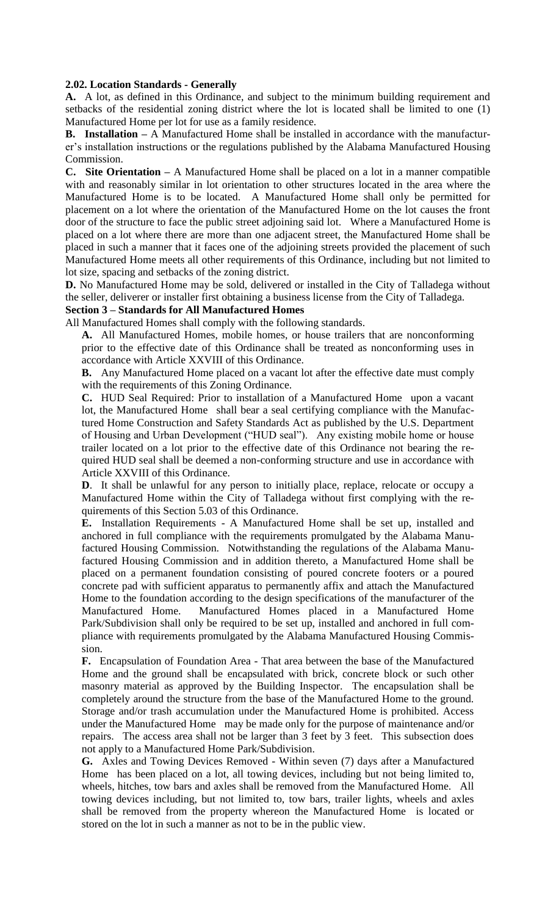**2.02. Location Standards - Generally**

**A.** A lot, as defined in this Ordinance, and subject to the minimum building requirement and setbacks of the residential zoning district where the lot is located shall be limited to one (1) Manufactured Home per lot for use as a family residence.

**B. Installation –** A Manufactured Home shall be installed in accordance with the manufacturer's installation instructions or the regulations published by the Alabama Manufactured Housing Commission.

**C. Site Orientation –** A Manufactured Home shall be placed on a lot in a manner compatible with and reasonably similar in lot orientation to other structures located in the area where the Manufactured Home is to be located. A Manufactured Home shall only be permitted for placement on a lot where the orientation of the Manufactured Home on the lot causes the front door of the structure to face the public street adjoining said lot. Where a Manufactured Home is placed on a lot where there are more than one adjacent street, the Manufactured Home shall be placed in such a manner that it faces one of the adjoining streets provided the placement of such Manufactured Home meets all other requirements of this Ordinance, including but not limited to lot size, spacing and setbacks of the zoning district.

**D.** No Manufactured Home may be sold, delivered or installed in the City of Talladega without the seller, deliverer or installer first obtaining a business license from the City of Talladega.

**Section 3 – Standards for All Manufactured Homes**

All Manufactured Homes shall comply with the following standards.

**A.** All Manufactured Homes, mobile homes, or house trailers that are nonconforming prior to the effective date of this Ordinance shall be treated as nonconforming uses in accordance with Article XXVIII of this Ordinance.

**B.** Any Manufactured Home placed on a vacant lot after the effective date must comply with the requirements of this Zoning Ordinance.

**C.** HUD Seal Required: Prior to installation of a Manufactured Home upon a vacant lot, the Manufactured Home shall bear a seal certifying compliance with the Manufactured Home Construction and Safety Standards Act as published by the U.S. Department of Housing and Urban Development ("HUD seal"). Any existing mobile home or house trailer located on a lot prior to the effective date of this Ordinance not bearing the required HUD seal shall be deemed a non-conforming structure and use in accordance with Article XXVIII of this Ordinance.

**D**. It shall be unlawful for any person to initially place, replace, relocate or occupy a Manufactured Home within the City of Talladega without first complying with the requirements of this Section 5.03 of this Ordinance.

**E.** Installation Requirements - A Manufactured Home shall be set up, installed and anchored in full compliance with the requirements promulgated by the Alabama Manufactured Housing Commission. Notwithstanding the regulations of the Alabama Manufactured Housing Commission and in addition thereto, a Manufactured Home shall be placed on a permanent foundation consisting of poured concrete footers or a poured concrete pad with sufficient apparatus to permanently affix and attach the Manufactured Home to the foundation according to the design specifications of the manufacturer of the Manufactured Home. Manufactured Homes placed in a Manufactured Home Park/Subdivision shall only be required to be set up, installed and anchored in full compliance with requirements promulgated by the Alabama Manufactured Housing Commission.

**F.** Encapsulation of Foundation Area - That area between the base of the Manufactured Home and the ground shall be encapsulated with brick, concrete block or such other masonry material as approved by the Building Inspector. The encapsulation shall be completely around the structure from the base of the Manufactured Home to the ground. Storage and/or trash accumulation under the Manufactured Home is prohibited. Access under the Manufactured Home may be made only for the purpose of maintenance and/or repairs. The access area shall not be larger than 3 feet by 3 feet. This subsection does not apply to a Manufactured Home Park/Subdivision.

**G.** Axles and Towing Devices Removed - Within seven (7) days after a Manufactured Home has been placed on a lot, all towing devices, including but not being limited to, wheels, hitches, tow bars and axles shall be removed from the Manufactured Home. All towing devices including, but not limited to, tow bars, trailer lights, wheels and axles shall be removed from the property whereon the Manufactured Home is located or stored on the lot in such a manner as not to be in the public view.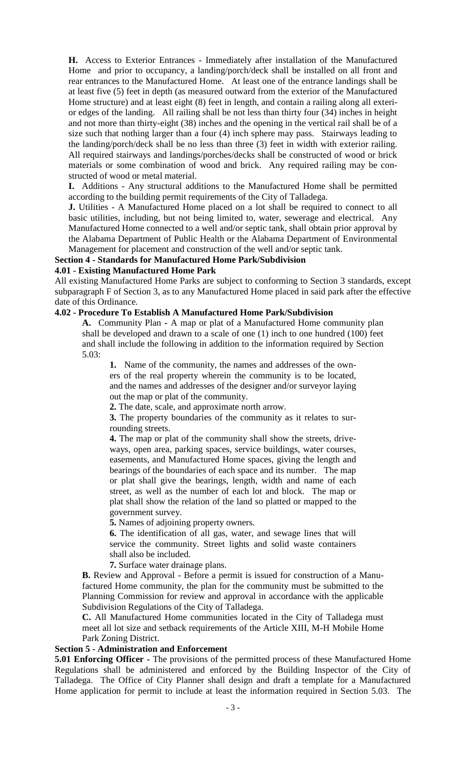**H.** Access to Exterior Entrances - Immediately after installation of the Manufactured Home and prior to occupancy, a landing/porch/deck shall be installed on all front and rear entrances to the Manufactured Home. At least one of the entrance landings shall be at least five (5) feet in depth (as measured outward from the exterior of the Manufactured Home structure) and at least eight (8) feet in length, and contain a railing along all exterior edges of the landing. All railing shall be not less than thirty four (34) inches in height and not more than thirty-eight (38) inches and the opening in the vertical rail shall be of a size such that nothing larger than a four (4) inch sphere may pass. Stairways leading to the landing/porch/deck shall be no less than three (3) feet in width with exterior railing. All required stairways and landings/porches/decks shall be constructed of wood or brick materials or some combination of wood and brick. Any required railing may be constructed of wood or metal material.

**I.** Additions - Any structural additions to the Manufactured Home shall be permitted according to the building permit requirements of the City of Talladega.

**J.** Utilities - A Manufactured Home placed on a lot shall be required to connect to all basic utilities, including, but not being limited to, water, sewerage and electrical. Any Manufactured Home connected to a well and/or septic tank, shall obtain prior approval by the Alabama Department of Public Health or the Alabama Department of Environmental Management for placement and construction of the well and/or septic tank.

**Section 4 - Standards for Manufactured Home Park/Subdivision**

**4.01 - Existing Manufactured Home Park**

All existing Manufactured Home Parks are subject to conforming to Section 3 standards, except subparagraph F of Section 3, as to any Manufactured Home placed in said park after the effective date of this Ordinance.

**4.02 - Procedure To Establish A Manufactured Home Park/Subdivision**

**A.** Community Plan - A map or plat of a Manufactured Home community plan shall be developed and drawn to a scale of one (1) inch to one hundred (100) feet and shall include the following in addition to the information required by Section 5.03:

**1.** Name of the community, the names and addresses of the owners of the real property wherein the community is to be located, and the names and addresses of the designer and/or surveyor laying out the map or plat of the community.

**2.** The date, scale, and approximate north arrow.

**3.** The property boundaries of the community as it relates to surrounding streets.

**4.** The map or plat of the community shall show the streets, driveways, open area, parking spaces, service buildings, water courses, easements, and Manufactured Home spaces, giving the length and bearings of the boundaries of each space and its number. The map or plat shall give the bearings, length, width and name of each street, as well as the number of each lot and block. The map or plat shall show the relation of the land so platted or mapped to the government survey.

**5.** Names of adjoining property owners.

**6.** The identification of all gas, water, and sewage lines that will service the community. Street lights and solid waste containers shall also be included.

**7.** Surface water drainage plans.

**B.** Review and Approval - Before a permit is issued for construction of a Manufactured Home community, the plan for the community must be submitted to the Planning Commission for review and approval in accordance with the applicable Subdivision Regulations of the City of Talladega.

**C.** All Manufactured Home communities located in the City of Talladega must meet all lot size and setback requirements of the Article XIII, M-H Mobile Home Park Zoning District.

**Section 5 - Administration and Enforcement**

**5.01 Enforcing Officer** - The provisions of the permitted process of these Manufactured Home Regulations shall be administered and enforced by the Building Inspector of the City of Talladega. The Office of City Planner shall design and draft a template for a Manufactured Home application for permit to include at least the information required in Section 5.03. The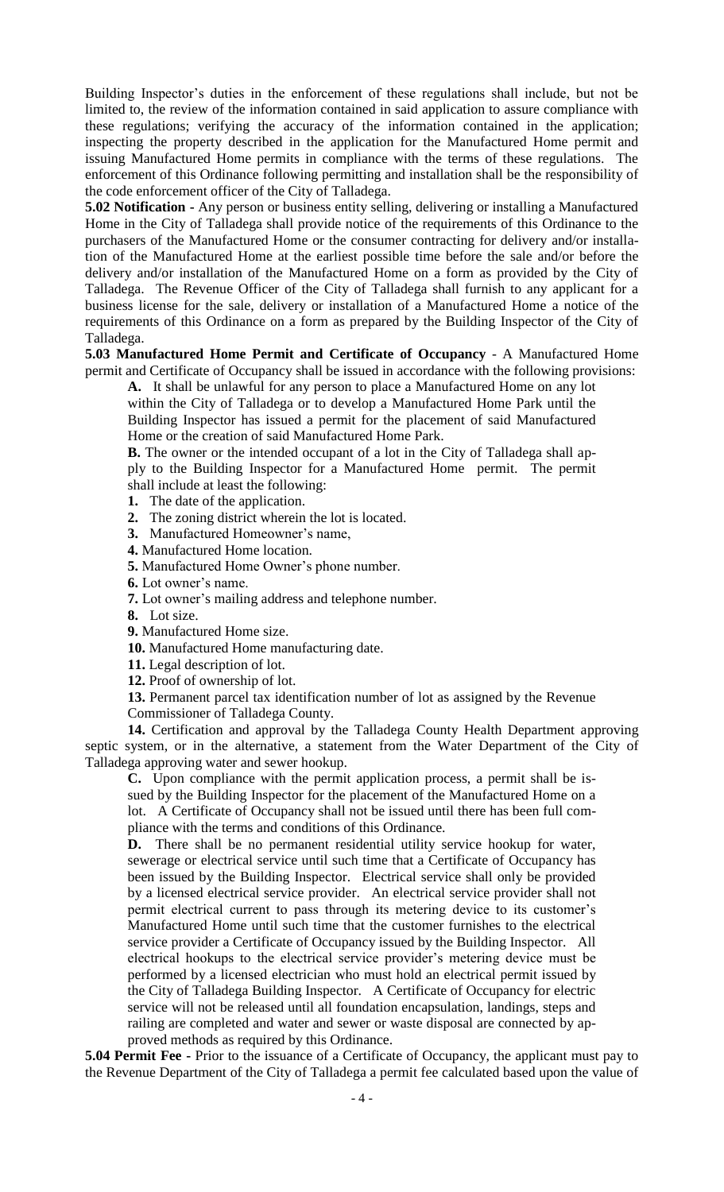Building Inspector's duties in the enforcement of these regulations shall include, but not be limited to, the review of the information contained in said application to assure compliance with these regulations; verifying the accuracy of the information contained in the application; inspecting the property described in the application for the Manufactured Home permit and issuing Manufactured Home permits in compliance with the terms of these regulations. The enforcement of this Ordinance following permitting and installation shall be the responsibility of the code enforcement officer of the City of Talladega.

**5.02 Notification -** Any person or business entity selling, delivering or installing a Manufactured Home in the City of Talladega shall provide notice of the requirements of this Ordinance to the purchasers of the Manufactured Home or the consumer contracting for delivery and/or installation of the Manufactured Home at the earliest possible time before the sale and/or before the delivery and/or installation of the Manufactured Home on a form as provided by the City of Talladega. The Revenue Officer of the City of Talladega shall furnish to any applicant for a business license for the sale, delivery or installation of a Manufactured Home a notice of the requirements of this Ordinance on a form as prepared by the Building Inspector of the City of Talladega.

**5.03 Manufactured Home Permit and Certificate of Occupancy** - A Manufactured Home permit and Certificate of Occupancy shall be issued in accordance with the following provisions:

**A.** It shall be unlawful for any person to place a Manufactured Home on any lot within the City of Talladega or to develop a Manufactured Home Park until the Building Inspector has issued a permit for the placement of said Manufactured Home or the creation of said Manufactured Home Park.

**B.** The owner or the intended occupant of a lot in the City of Talladega shall apply to the Building Inspector for a Manufactured Home permit. The permit shall include at least the following:

**1.** The date of the application.
**2.** The zoning district wherein the lot is located.
**3.** Manufactured Homeowner's name,
**4.** Manufactured Home location.
**5.** Manufactured Home Owner's phone number.
**6.** Lot owner's name.
**7.** Lot owner's mailing address and telephone number.
**8.** Lot size.
**9.** Manufactured Home size.
**10.** Manufactured Home manufacturing date.
**11.** Legal description of lot.
**12.** Proof of ownership of lot.
**13.** Permanent parcel tax identification number of lot as assigned by the Revenue Commissioner of Talladega County.
**14.** Certification and approval by the Talladega County Health Department approving septic system, or in the alternative, a statement from the Water Department of the City of Talladega approving water and sewer hookup.

**C.** Upon compliance with the permit application process, a permit shall be issued by the Building Inspector for the placement of the Manufactured Home on a lot. A Certificate of Occupancy shall not be issued until there has been full compliance with the terms and conditions of this Ordinance.

**D.** There shall be no permanent residential utility service hookup for water, sewerage or electrical service until such time that a Certificate of Occupancy has been issued by the Building Inspector. Electrical service shall only be provided by a licensed electrical service provider. An electrical service provider shall not permit electrical current to pass through its metering device to its customer's Manufactured Home until such time that the customer furnishes to the electrical service provider a Certificate of Occupancy issued by the Building Inspector. All electrical hookups to the electrical service provider's metering device must be performed by a licensed electrician who must hold an electrical permit issued by the City of Talladega Building Inspector. A Certificate of Occupancy for electric service will not be released until all foundation encapsulation, landings, steps and railing are completed and water and sewer or waste disposal are connected by approved methods as required by this Ordinance.

**5.04 Permit Fee -** Prior to the issuance of a Certificate of Occupancy, the applicant must pay to the Revenue Department of the City of Talladega a permit fee calculated based upon the value of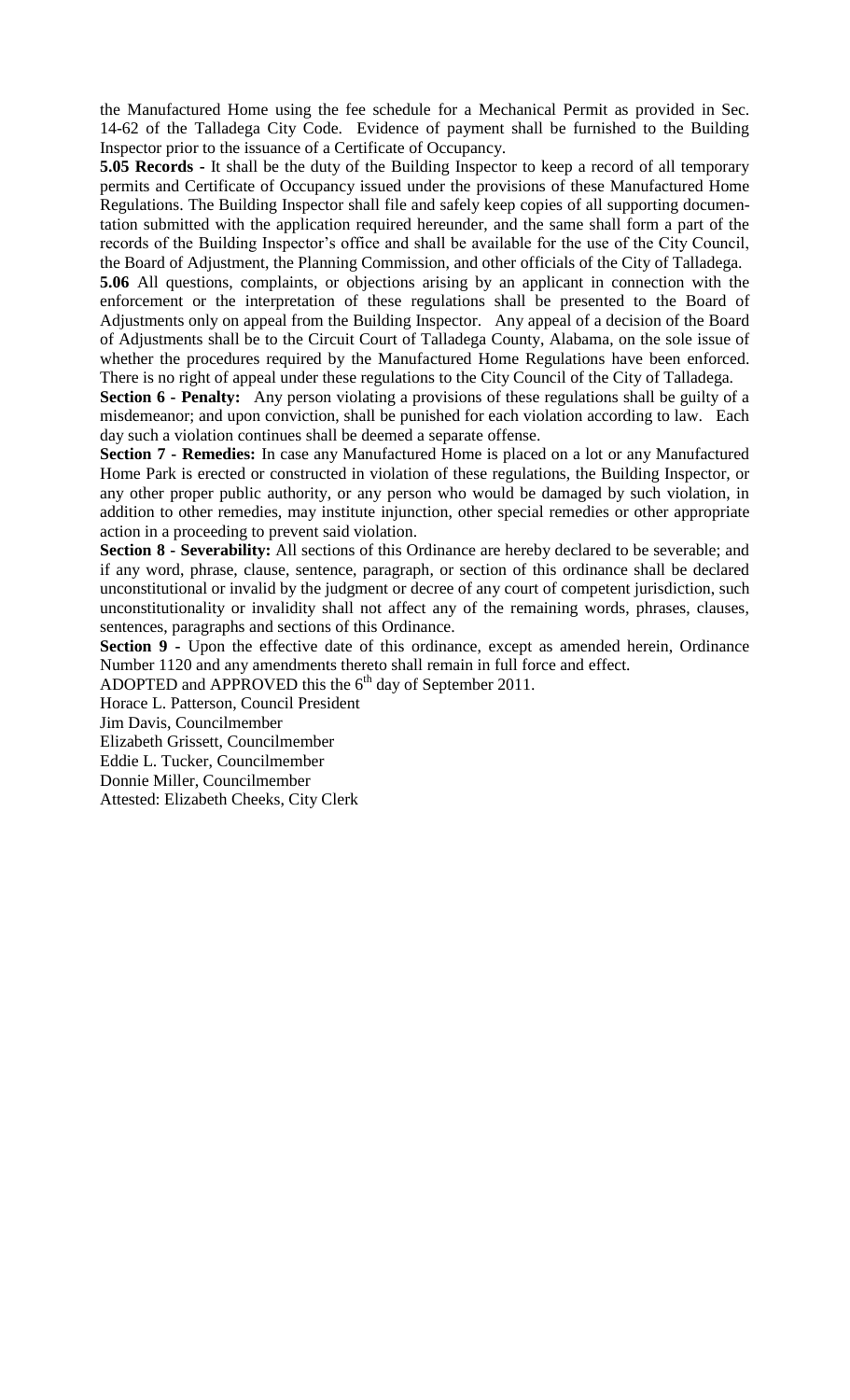the Manufactured Home using the fee schedule for a Mechanical Permit as provided in Sec. 14-62 of the Talladega City Code. Evidence of payment shall be furnished to the Building Inspector prior to the issuance of a Certificate of Occupancy.

**5.05 Records -** It shall be the duty of the Building Inspector to keep a record of all temporary permits and Certificate of Occupancy issued under the provisions of these Manufactured Home Regulations. The Building Inspector shall file and safely keep copies of all supporting documentation submitted with the application required hereunder, and the same shall form a part of the records of the Building Inspector's office and shall be available for the use of the City Council, the Board of Adjustment, the Planning Commission, and other officials of the City of Talladega.

**5.06** All questions, complaints, or objections arising by an applicant in connection with the enforcement or the interpretation of these regulations shall be presented to the Board of Adjustments only on appeal from the Building Inspector. Any appeal of a decision of the Board of Adjustments shall be to the Circuit Court of Talladega County, Alabama, on the sole issue of whether the procedures required by the Manufactured Home Regulations have been enforced. There is no right of appeal under these regulations to the City Council of the City of Talladega.

**Section 6 - Penalty:** Any person violating a provisions of these regulations shall be guilty of a misdemeanor; and upon conviction, shall be punished for each violation according to law. Each day such a violation continues shall be deemed a separate offense.

**Section 7 - Remedies:** In case any Manufactured Home is placed on a lot or any Manufactured Home Park is erected or constructed in violation of these regulations, the Building Inspector, or any other proper public authority, or any person who would be damaged by such violation, in addition to other remedies, may institute injunction, other special remedies or other appropriate action in a proceeding to prevent said violation.

**Section 8 - Severability:** All sections of this Ordinance are hereby declared to be severable; and if any word, phrase, clause, sentence, paragraph, or section of this ordinance shall be declared unconstitutional or invalid by the judgment or decree of any court of competent jurisdiction, such unconstitutionality or invalidity shall not affect any of the remaining words, phrases, clauses, sentences, paragraphs and sections of this Ordinance.

**Section 9 -** Upon the effective date of this ordinance, except as amended herein, Ordinance Number 1120 and any amendments thereto shall remain in full force and effect.

ADOPTED and APPROVED this the 6th day of September 2011.

Horace L. Patterson, Council President

Jim Davis, Councilmember

Elizabeth Grissett, Councilmember

Eddie L. Tucker, Councilmember

Donnie Miller, Councilmember

Attested: Elizabeth Cheeks, City Clerk